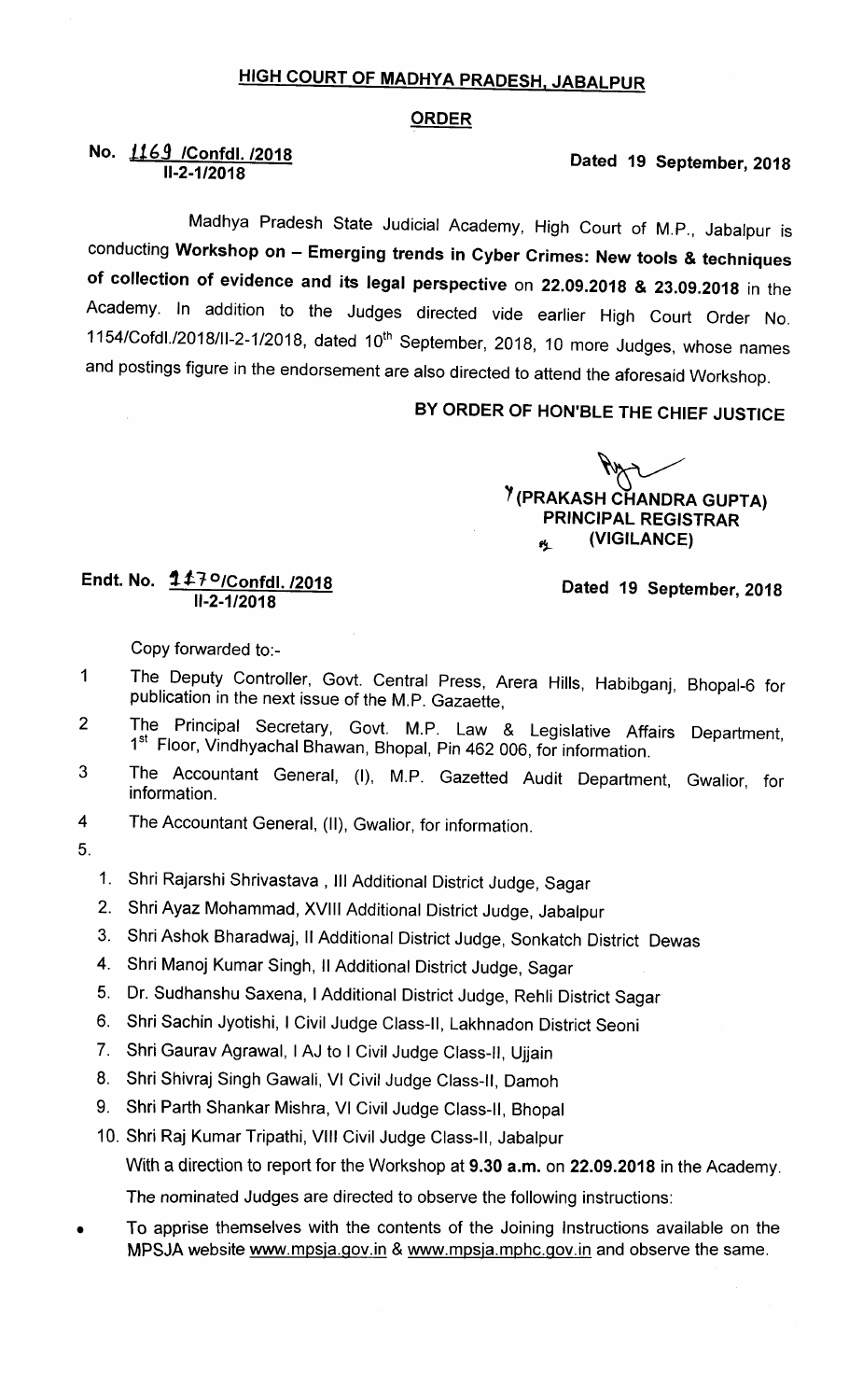# HIGH COURT OF MADHYA PRADESH, JABALPUR

## ORDER

**No. 1169 /Confdl. /2018**
**II-2-1/2018**

**Dated 19 September, 2018**

Madhya Pradesh State Judicial Academy, High Court of M.P., Jabalpur is conducting **Workshop on – Emerging trends in Cyber Crimes: New tools & techniques of collection of evidence and its legal perspective** on **22.09.2018 & 23.09.2018** in the Academy. In addition to the Judges directed vide earlier High Court Order No. 1154/Cofdl./2018/II-2-1/2018, dated 10th September, 2018, 10 more Judges, whose names and postings figure in the endorsement are also directed to attend the aforesaid Workshop.

**BY ORDER OF HON'BLE THE CHIEF JUSTICE**

**(PRAKASH CHANDRA GUPTA)**
**PRINCIPAL REGISTRAR**
**(VIGILANCE)**

**Endt. No. 1170/Confdl. /2018**
**II-2-1/2018**

**Dated 19 September, 2018**

Copy forwarded to:-

1. The Deputy Controller, Govt. Central Press, Arera Hills, Habibganj, Bhopal-6 for publication in the next issue of the M.P. Gazaette,
2. The Principal Secretary, Govt. M.P. Law & Legislative Affairs Department, 1st Floor, Vindhyachal Bhawan, Bhopal, Pin 462 006, for information.
3. The Accountant General, (I), M.P. Gazetted Audit Department, Gwalior, for information.
4. The Accountant General, (II), Gwalior, for information.
5. 
   1. Shri Rajarshi Shrivastava , III Additional District Judge, Sagar
   2. Shri Ayaz Mohammad, XVIII Additional District Judge, Jabalpur
   3. Shri Ashok Bharadwaj, II Additional District Judge, Sonkatch District Dewas
   4. Shri Manoj Kumar Singh, II Additional District Judge, Sagar
   5. Dr. Sudhanshu Saxena, I Additional District Judge, Rehli District Sagar
   6. Shri Sachin Jyotishi, I Civil Judge Class-II, Lakhnadon District Seoni
   7. Shri Gaurav Agrawal, I AJ to I Civil Judge Class-II, Ujjain
   8. Shri Shivraj Singh Gawali, VI Civil Judge Class-II, Damoh
   9. Shri Parth Shankar Mishra, VI Civil Judge Class-II, Bhopal
   10. Shri Raj Kumar Tripathi, VIII Civil Judge Class-II, Jabalpur

   With a direction to report for the Workshop at **9.30 a.m.** on **22.09.2018** in the Academy.

   The nominated Judges are directed to observe the following instructions:

- To apprise themselves with the contents of the Joining Instructions available on the MPSJA website www.mpsja.gov.in & www.mpsja.mphc.gov.in and observe the same.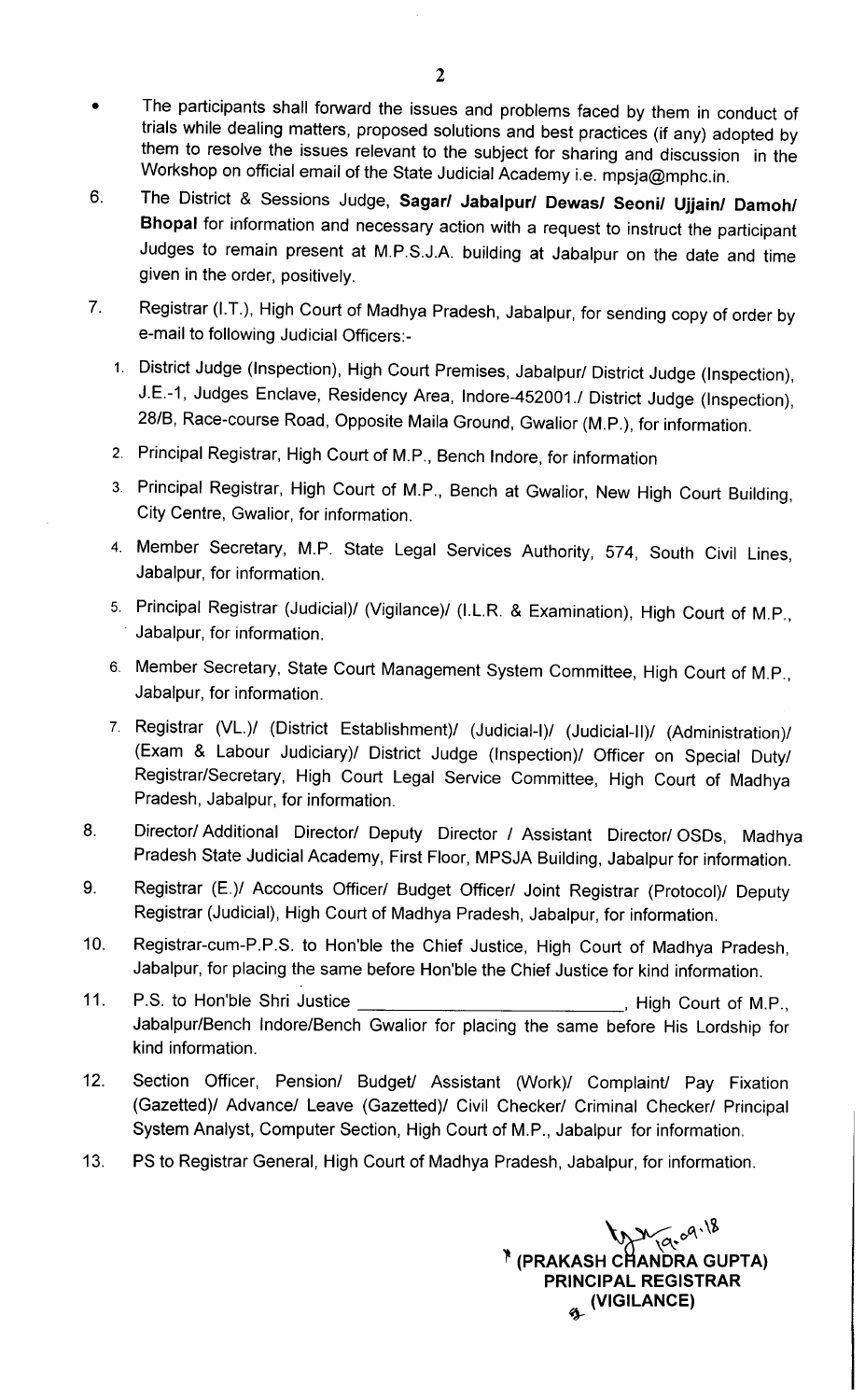- The participants shall forward the issues and problems faced by them in conduct of trials while dealing matters, proposed solutions and best practices (if any) adopted by them to resolve the issues relevant to the subject for sharing and discussion in the Workshop on official email of the State Judicial Academy i.e. mpsja@mphc.in.

6. The District & Sessions Judge, **Sagar/ Jabalpur/ Dewas/ Seoni/ Ujjain/ Damoh/ Bhopal** for information and necessary action with a request to instruct the participant Judges to remain present at M.P.S.J.A. building at Jabalpur on the date and time given in the order, positively.

7. Registrar (I.T.), High Court of Madhya Pradesh, Jabalpur, for sending copy of order by e-mail to following Judicial Officers:-
   1. District Judge (Inspection), High Court Premises, Jabalpur/ District Judge (Inspection), J.E.-1, Judges Enclave, Residency Area, Indore-452001./ District Judge (Inspection), 28/B, Race-course Road, Opposite Maila Ground, Gwalior (M.P.), for information.
   2. Principal Registrar, High Court of M.P., Bench Indore, for information
   3. Principal Registrar, High Court of M.P., Bench at Gwalior, New High Court Building, City Centre, Gwalior, for information.
   4. Member Secretary, M.P. State Legal Services Authority, 574, South Civil Lines, Jabalpur, for information.
   5. Principal Registrar (Judicial)/ (Vigilance)/ (I.L.R. & Examination), High Court of M.P., Jabalpur, for information.
   6. Member Secretary, State Court Management System Committee, High Court of M.P., Jabalpur, for information.
   7. Registrar (VL.)/ (District Establishment)/ (Judicial-I)/ (Judicial-II)/ (Administration)/ (Exam & Labour Judiciary)/ District Judge (Inspection)/ Officer on Special Duty/ Registrar/Secretary, High Court Legal Service Committee, High Court of Madhya Pradesh, Jabalpur, for information.

8. Director/ Additional Director/ Deputy Director / Assistant Director/ OSDs, Madhya Pradesh State Judicial Academy, First Floor, MPSJA Building, Jabalpur for information.

9. Registrar (E.)/ Accounts Officer/ Budget Officer/ Joint Registrar (Protocol)/ Deputy Registrar (Judicial), High Court of Madhya Pradesh, Jabalpur, for information.

10. Registrar-cum-P.P.S. to Hon'ble the Chief Justice, High Court of Madhya Pradesh, Jabalpur, for placing the same before Hon'ble the Chief Justice for kind information.

11. P.S. to Hon'ble Shri Justice ____________________, High Court of M.P., Jabalpur/Bench Indore/Bench Gwalior for placing the same before His Lordship for kind information.

12. Section Officer, Pension/ Budget/ Assistant (Work)/ Complaint/ Pay Fixation (Gazetted)/ Advance/ Leave (Gazetted)/ Civil Checker/ Criminal Checker/ Principal System Analyst, Computer Section, High Court of M.P., Jabalpur for information.

13. PS to Registrar General, High Court of Madhya Pradesh, Jabalpur, for information.

19.09.18

**(PRAKASH CHANDRA GUPTA)**
**PRINCIPAL REGISTRAR**
**(VIGILANCE)**